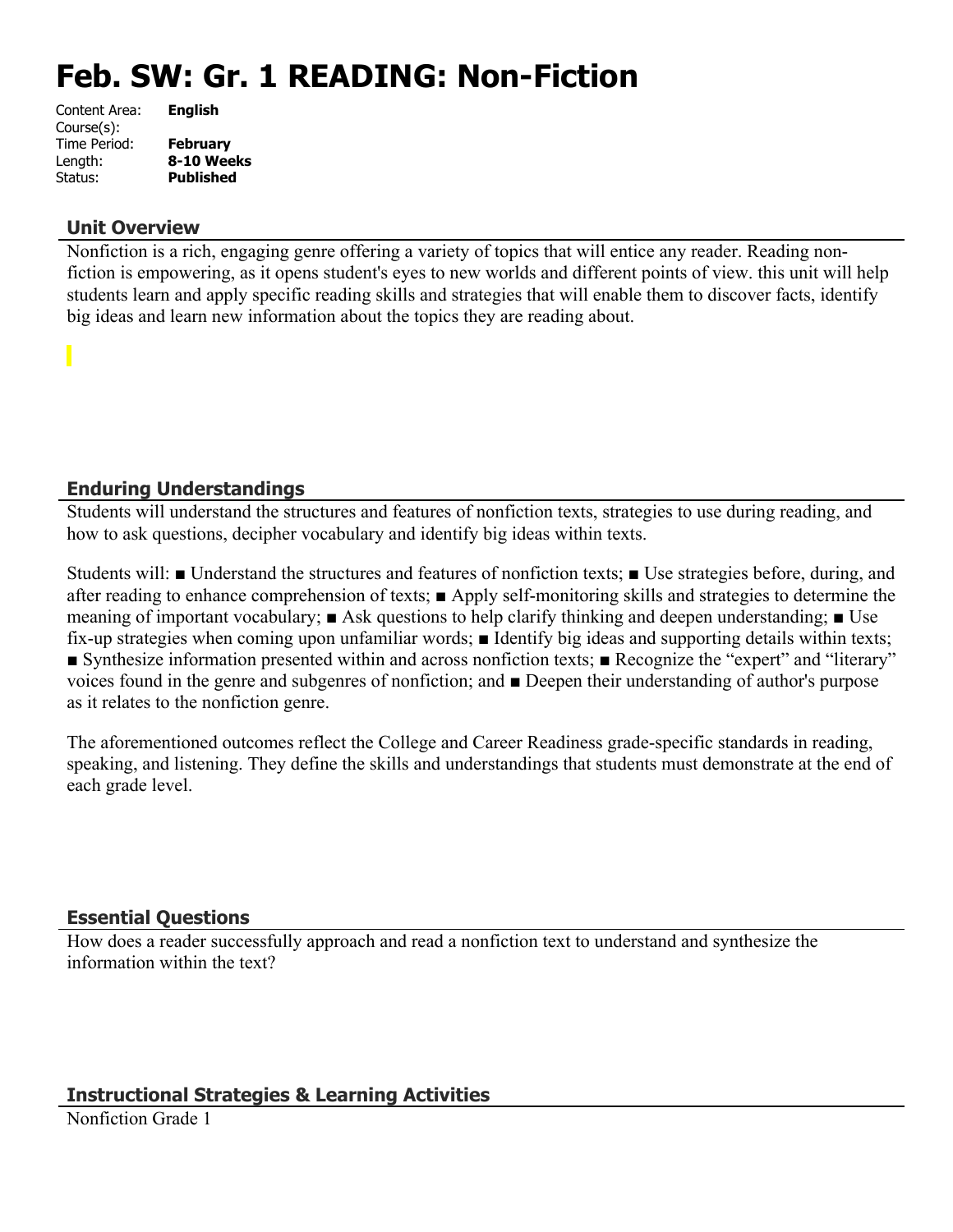# Feb. SW: Gr. 1 READING: Non-Fiction

| | |
|---|---|
| Content Area: | **English** |
| Course(s): | |
| Time Period: | **February** |
| Length: | **8-10 Weeks** |
| Status: | **Published** |

## Unit Overview

Nonfiction is a rich, engaging genre offering a variety of topics that will entice any reader. Reading non-fiction is empowering, as it opens student's eyes to new worlds and different points of view. this unit will help students learn and apply specific reading skills and strategies that will enable them to discover facts, identify big ideas and learn new information about the topics they are reading about.

## Enduring Understandings

Students will understand the structures and features of nonfiction texts, strategies to use during reading, and how to ask questions, decipher vocabulary and identify big ideas within texts.

Students will: ■ Understand the structures and features of nonfiction texts; ■ Use strategies before, during, and after reading to enhance comprehension of texts; ■ Apply self-monitoring skills and strategies to determine the meaning of important vocabulary; ■ Ask questions to help clarify thinking and deepen understanding; ■ Use fix-up strategies when coming upon unfamiliar words; ■ Identify big ideas and supporting details within texts; ■ Synthesize information presented within and across nonfiction texts; ■ Recognize the "expert" and "literary" voices found in the genre and subgenres of nonfiction; and ■ Deepen their understanding of author's purpose as it relates to the nonfiction genre.

The aforementioned outcomes reflect the College and Career Readiness grade-specific standards in reading, speaking, and listening. They define the skills and understandings that students must demonstrate at the end of each grade level.

## Essential Questions

How does a reader successfully approach and read a nonfiction text to understand and synthesize the information within the text?

## Instructional Strategies & Learning Activities

Nonfiction Grade 1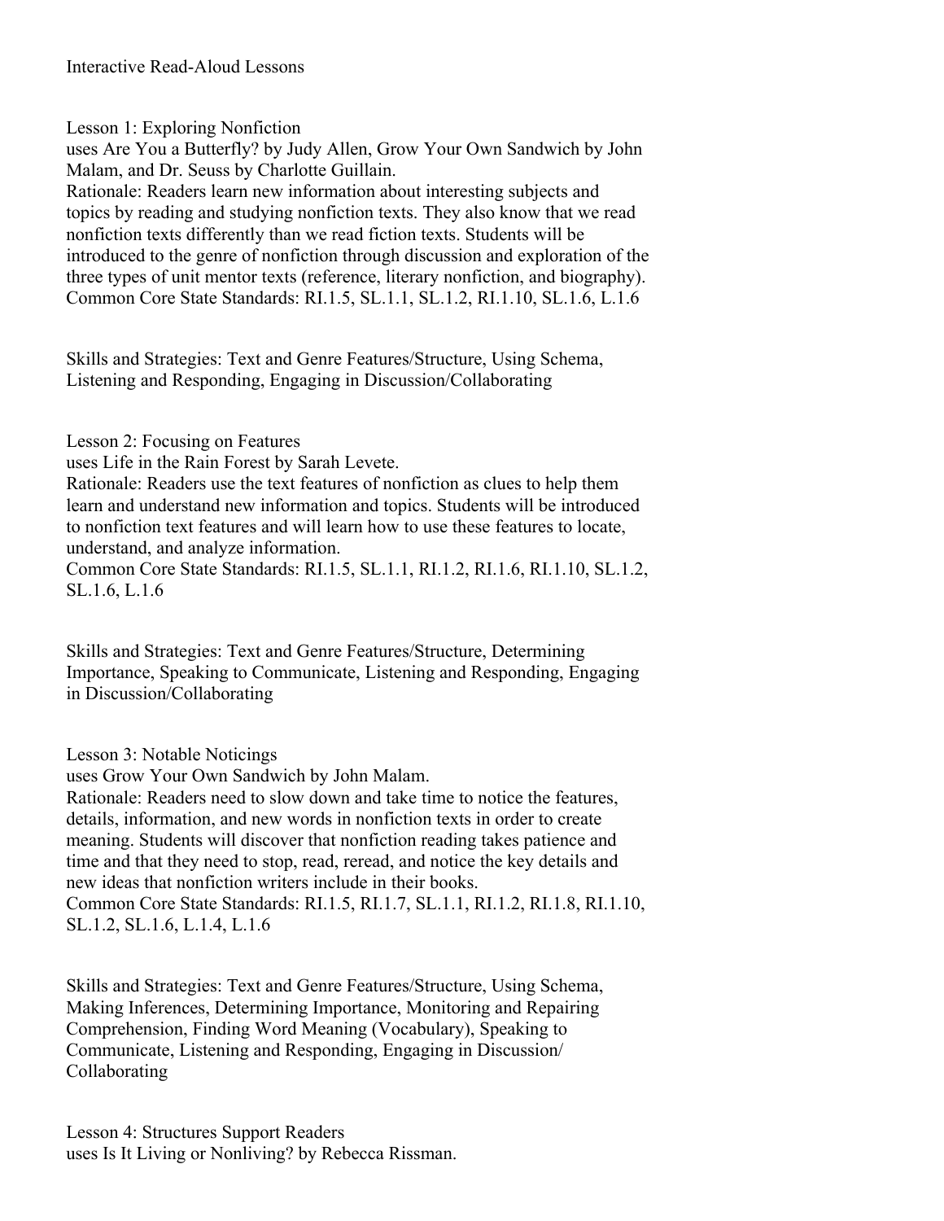Interactive Read-Aloud Lessons

Lesson 1: Exploring Nonfiction
uses Are You a Butterfly? by Judy Allen, Grow Your Own Sandwich by John Malam, and Dr. Seuss by Charlotte Guillain.
Rationale: Readers learn new information about interesting subjects and topics by reading and studying nonfiction texts. They also know that we read nonfiction texts differently than we read fiction texts. Students will be introduced to the genre of nonfiction through discussion and exploration of the three types of unit mentor texts (reference, literary nonfiction, and biography).
Common Core State Standards: RI.1.5, SL.1.1, SL.1.2, RI.1.10, SL.1.6, L.1.6

Skills and Strategies: Text and Genre Features/Structure, Using Schema, Listening and Responding, Engaging in Discussion/Collaborating

Lesson 2: Focusing on Features
uses Life in the Rain Forest by Sarah Levete.
Rationale: Readers use the text features of nonfiction as clues to help them learn and understand new information and topics. Students will be introduced to nonfiction text features and will learn how to use these features to locate, understand, and analyze information.
Common Core State Standards: RI.1.5, SL.1.1, RI.1.2, RI.1.6, RI.1.10, SL.1.2, SL.1.6, L.1.6

Skills and Strategies: Text and Genre Features/Structure, Determining Importance, Speaking to Communicate, Listening and Responding, Engaging in Discussion/Collaborating

Lesson 3: Notable Noticings
uses Grow Your Own Sandwich by John Malam.
Rationale: Readers need to slow down and take time to notice the features, details, information, and new words in nonfiction texts in order to create meaning. Students will discover that nonfiction reading takes patience and time and that they need to stop, read, reread, and notice the key details and new ideas that nonfiction writers include in their books.
Common Core State Standards: RI.1.5, RI.1.7, SL.1.1, RI.1.2, RI.1.8, RI.1.10, SL.1.2, SL.1.6, L.1.4, L.1.6

Skills and Strategies: Text and Genre Features/Structure, Using Schema, Making Inferences, Determining Importance, Monitoring and Repairing Comprehension, Finding Word Meaning (Vocabulary), Speaking to Communicate, Listening and Responding, Engaging in Discussion/Collaborating

Lesson 4: Structures Support Readers
uses Is It Living or Nonliving? by Rebecca Rissman.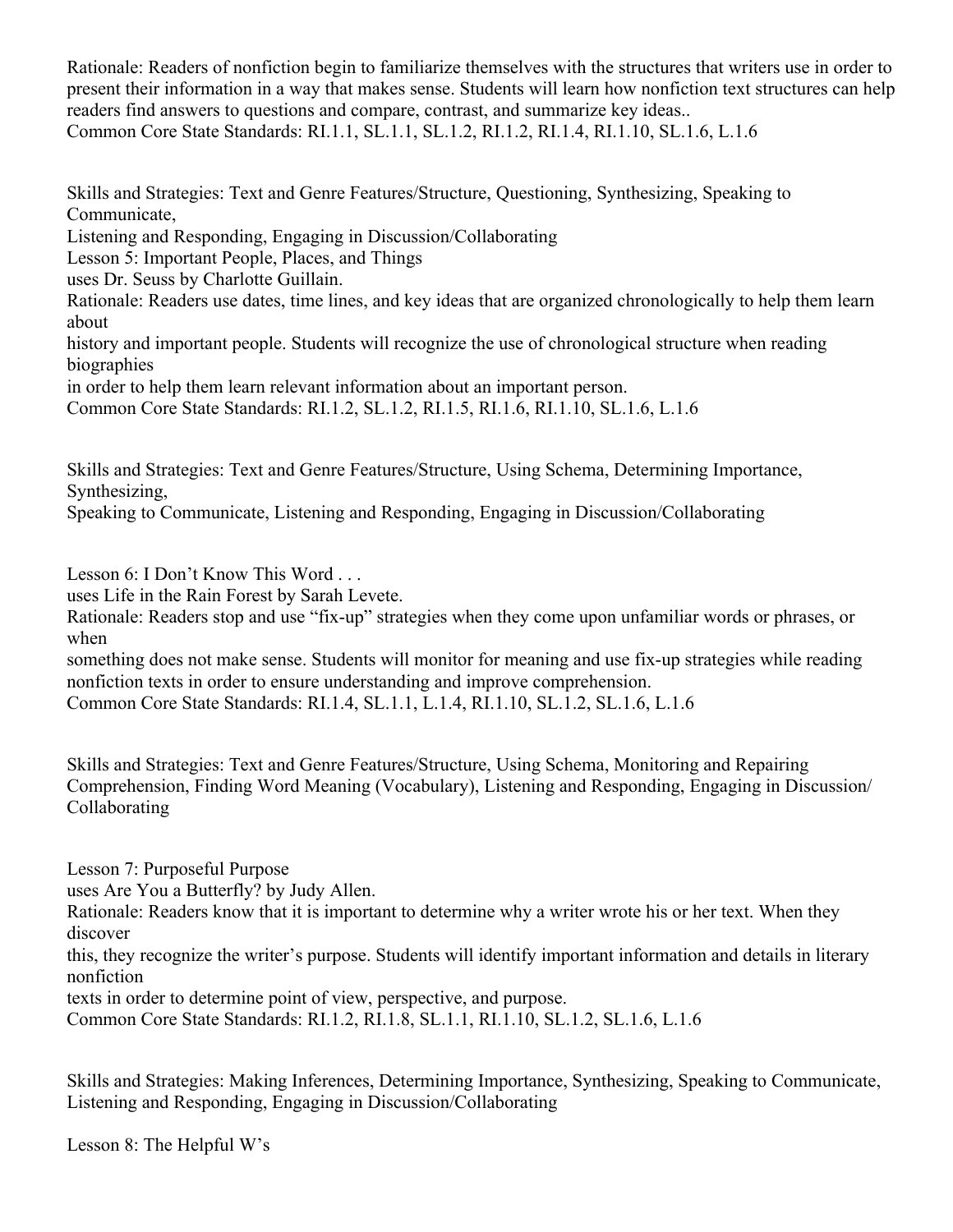Rationale: Readers of nonfiction begin to familiarize themselves with the structures that writers use in order to present their information in a way that makes sense. Students will learn how nonfiction text structures can help readers find answers to questions and compare, contrast, and summarize key ideas..
Common Core State Standards: RI.1.1, SL.1.1, SL.1.2, RI.1.2, RI.1.4, RI.1.10, SL.1.6, L.1.6

Skills and Strategies: Text and Genre Features/Structure, Questioning, Synthesizing, Speaking to Communicate,
Listening and Responding, Engaging in Discussion/Collaborating

Lesson 5: Important People, Places, and Things
uses Dr. Seuss by Charlotte Guillain.
Rationale: Readers use dates, time lines, and key ideas that are organized chronologically to help them learn about
history and important people. Students will recognize the use of chronological structure when reading biographies
in order to help them learn relevant information about an important person.
Common Core State Standards: RI.1.2, SL.1.2, RI.1.5, RI.1.6, RI.1.10, SL.1.6, L.1.6

Skills and Strategies: Text and Genre Features/Structure, Using Schema, Determining Importance, Synthesizing,
Speaking to Communicate, Listening and Responding, Engaging in Discussion/Collaborating

Lesson 6: I Don't Know This Word . . .
uses Life in the Rain Forest by Sarah Levete.
Rationale: Readers stop and use "fix-up" strategies when they come upon unfamiliar words or phrases, or when
something does not make sense. Students will monitor for meaning and use fix-up strategies while reading nonfiction texts in order to ensure understanding and improve comprehension.
Common Core State Standards: RI.1.4, SL.1.1, L.1.4, RI.1.10, SL.1.2, SL.1.6, L.1.6

Skills and Strategies: Text and Genre Features/Structure, Using Schema, Monitoring and Repairing Comprehension, Finding Word Meaning (Vocabulary), Listening and Responding, Engaging in Discussion/Collaborating

Lesson 7: Purposeful Purpose
uses Are You a Butterfly? by Judy Allen.
Rationale: Readers know that it is important to determine why a writer wrote his or her text. When they discover
this, they recognize the writer's purpose. Students will identify important information and details in literary nonfiction
texts in order to determine point of view, perspective, and purpose.
Common Core State Standards: RI.1.2, RI.1.8, SL.1.1, RI.1.10, SL.1.2, SL.1.6, L.1.6

Skills and Strategies: Making Inferences, Determining Importance, Synthesizing, Speaking to Communicate, Listening and Responding, Engaging in Discussion/Collaborating

Lesson 8: The Helpful W's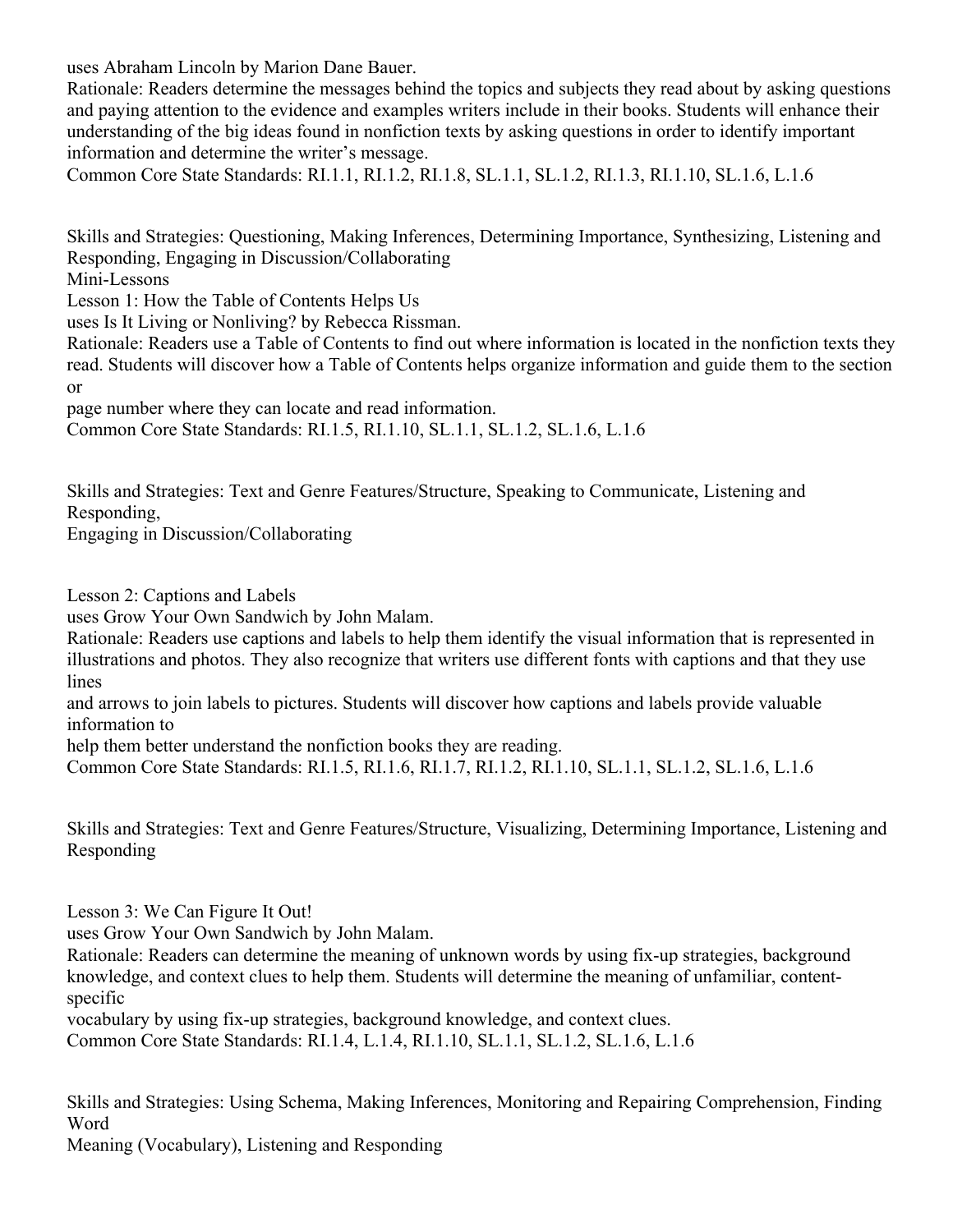uses Abraham Lincoln by Marion Dane Bauer.
Rationale: Readers determine the messages behind the topics and subjects they read about by asking questions and paying attention to the evidence and examples writers include in their books. Students will enhance their understanding of the big ideas found in nonfiction texts by asking questions in order to identify important information and determine the writer's message.
Common Core State Standards: RI.1.1, RI.1.2, RI.1.8, SL.1.1, SL.1.2, RI.1.3, RI.1.10, SL.1.6, L.1.6

Skills and Strategies: Questioning, Making Inferences, Determining Importance, Synthesizing, Listening and Responding, Engaging in Discussion/Collaborating
Mini-Lessons
Lesson 1: How the Table of Contents Helps Us
uses Is It Living or Nonliving? by Rebecca Rissman.
Rationale: Readers use a Table of Contents to find out where information is located in the nonfiction texts they read. Students will discover how a Table of Contents helps organize information and guide them to the section or
page number where they can locate and read information.
Common Core State Standards: RI.1.5, RI.1.10, SL.1.1, SL.1.2, SL.1.6, L.1.6

Skills and Strategies: Text and Genre Features/Structure, Speaking to Communicate, Listening and Responding,
Engaging in Discussion/Collaborating

Lesson 2: Captions and Labels
uses Grow Your Own Sandwich by John Malam.
Rationale: Readers use captions and labels to help them identify the visual information that is represented in illustrations and photos. They also recognize that writers use different fonts with captions and that they use lines
and arrows to join labels to pictures. Students will discover how captions and labels provide valuable information to
help them better understand the nonfiction books they are reading.
Common Core State Standards: RI.1.5, RI.1.6, RI.1.7, RI.1.2, RI.1.10, SL.1.1, SL.1.2, SL.1.6, L.1.6

Skills and Strategies: Text and Genre Features/Structure, Visualizing, Determining Importance, Listening and Responding

Lesson 3: We Can Figure It Out!
uses Grow Your Own Sandwich by John Malam.
Rationale: Readers can determine the meaning of unknown words by using fix-up strategies, background knowledge, and context clues to help them. Students will determine the meaning of unfamiliar, content-specific
vocabulary by using fix-up strategies, background knowledge, and context clues.
Common Core State Standards: RI.1.4, L.1.4, RI.1.10, SL.1.1, SL.1.2, SL.1.6, L.1.6

Skills and Strategies: Using Schema, Making Inferences, Monitoring and Repairing Comprehension, Finding Word
Meaning (Vocabulary), Listening and Responding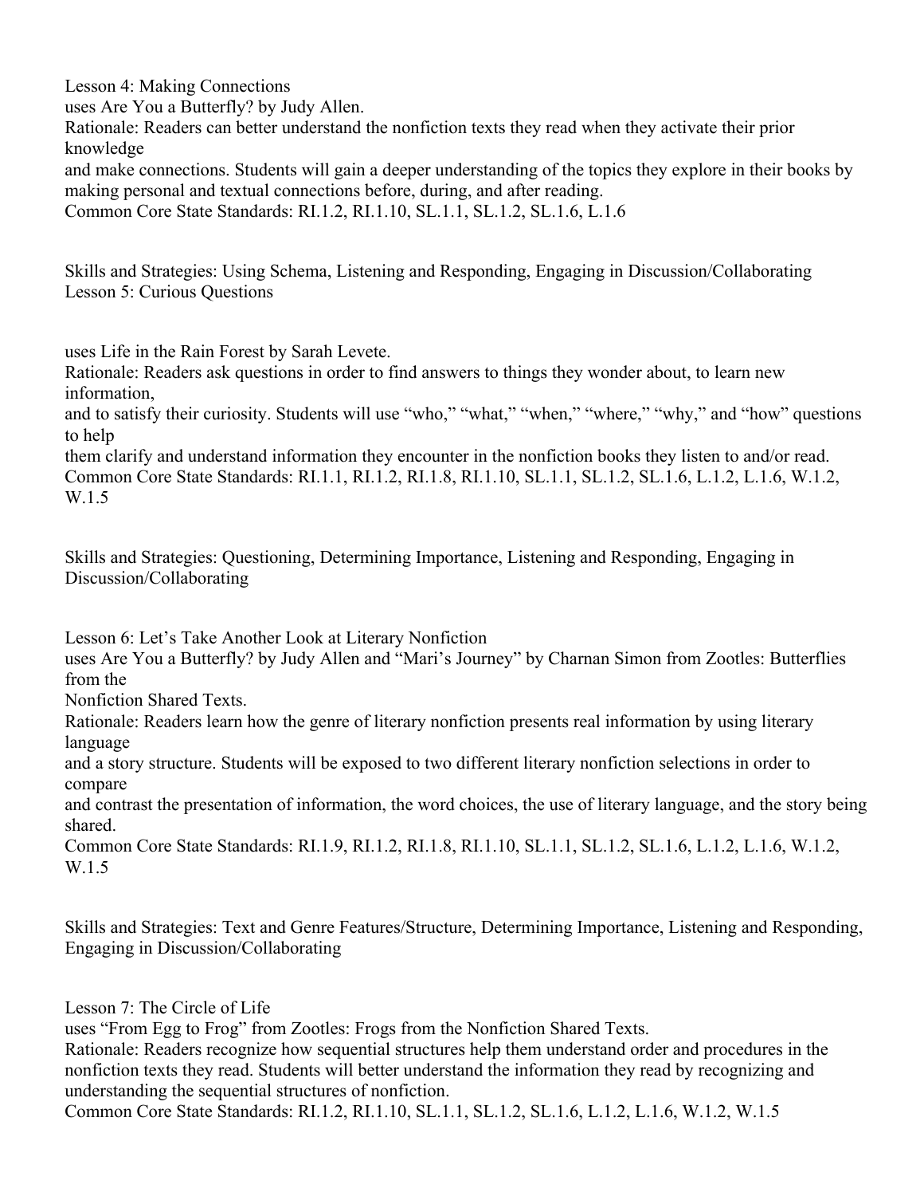Lesson 4: Making Connections

uses Are You a Butterfly? by Judy Allen.

Rationale: Readers can better understand the nonfiction texts they read when they activate their prior knowledge and make connections. Students will gain a deeper understanding of the topics they explore in their books by making personal and textual connections before, during, and after reading.

Common Core State Standards: RI.1.2, RI.1.10, SL.1.1, SL.1.2, SL.1.6, L.1.6

Skills and Strategies: Using Schema, Listening and Responding, Engaging in Discussion/Collaborating

Lesson 5: Curious Questions

uses Life in the Rain Forest by Sarah Levete.

Rationale: Readers ask questions in order to find answers to things they wonder about, to learn new information, and to satisfy their curiosity. Students will use "who," "what," "when," "where," "why," and "how" questions to help them clarify and understand information they encounter in the nonfiction books they listen to and/or read.

Common Core State Standards: RI.1.1, RI.1.2, RI.1.8, RI.1.10, SL.1.1, SL.1.2, SL.1.6, L.1.2, L.1.6, W.1.2, W.1.5

Skills and Strategies: Questioning, Determining Importance, Listening and Responding, Engaging in Discussion/Collaborating

Lesson 6: Let's Take Another Look at Literary Nonfiction

uses Are You a Butterfly? by Judy Allen and "Mari's Journey" by Charnan Simon from Zootles: Butterflies from the Nonfiction Shared Texts.

Rationale: Readers learn how the genre of literary nonfiction presents real information by using literary language and a story structure. Students will be exposed to two different literary nonfiction selections in order to compare and contrast the presentation of information, the word choices, the use of literary language, and the story being shared.

Common Core State Standards: RI.1.9, RI.1.2, RI.1.8, RI.1.10, SL.1.1, SL.1.2, SL.1.6, L.1.2, L.1.6, W.1.2, W.1.5

Skills and Strategies: Text and Genre Features/Structure, Determining Importance, Listening and Responding, Engaging in Discussion/Collaborating

Lesson 7: The Circle of Life

uses "From Egg to Frog" from Zootles: Frogs from the Nonfiction Shared Texts.

Rationale: Readers recognize how sequential structures help them understand order and procedures in the nonfiction texts they read. Students will better understand the information they read by recognizing and understanding the sequential structures of nonfiction.

Common Core State Standards: RI.1.2, RI.1.10, SL.1.1, SL.1.2, SL.1.6, L.1.2, L.1.6, W.1.2, W.1.5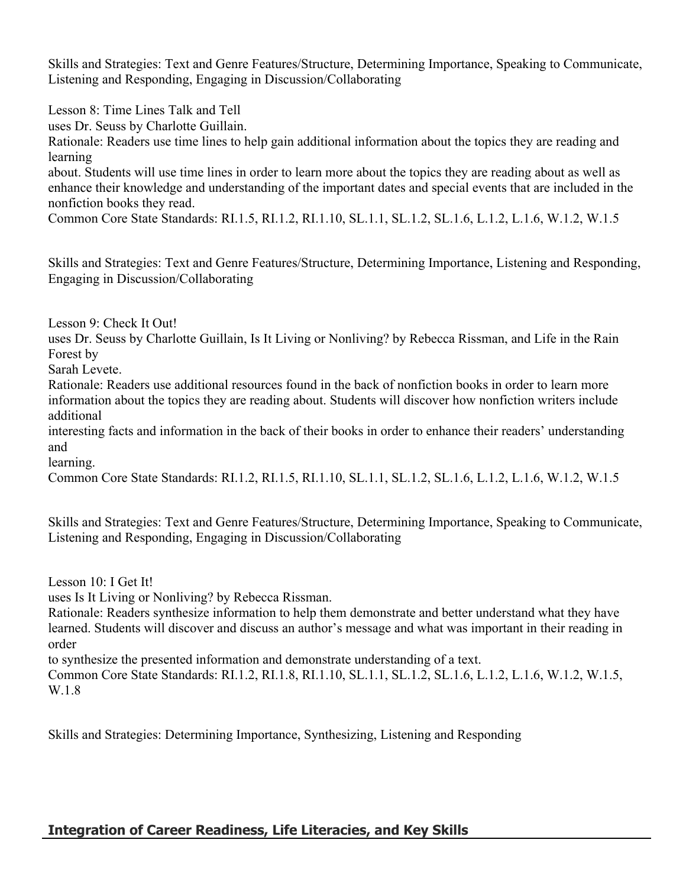Skills and Strategies: Text and Genre Features/Structure, Determining Importance, Speaking to Communicate, Listening and Responding, Engaging in Discussion/Collaborating

Lesson 8: Time Lines Talk and Tell
uses Dr. Seuss by Charlotte Guillain.
Rationale: Readers use time lines to help gain additional information about the topics they are reading and learning
about. Students will use time lines in order to learn more about the topics they are reading about as well as enhance their knowledge and understanding of the important dates and special events that are included in the nonfiction books they read.
Common Core State Standards: RI.1.5, RI.1.2, RI.1.10, SL.1.1, SL.1.2, SL.1.6, L.1.2, L.1.6, W.1.2, W.1.5

Skills and Strategies: Text and Genre Features/Structure, Determining Importance, Listening and Responding, Engaging in Discussion/Collaborating

Lesson 9: Check It Out!
uses Dr. Seuss by Charlotte Guillain, Is It Living or Nonliving? by Rebecca Rissman, and Life in the Rain Forest by
Sarah Levete.
Rationale: Readers use additional resources found in the back of nonfiction books in order to learn more information about the topics they are reading about. Students will discover how nonfiction writers include additional
interesting facts and information in the back of their books in order to enhance their readers' understanding and
learning.
Common Core State Standards: RI.1.2, RI.1.5, RI.1.10, SL.1.1, SL.1.2, SL.1.6, L.1.2, L.1.6, W.1.2, W.1.5

Skills and Strategies: Text and Genre Features/Structure, Determining Importance, Speaking to Communicate, Listening and Responding, Engaging in Discussion/Collaborating

Lesson 10: I Get It!
uses Is It Living or Nonliving? by Rebecca Rissman.
Rationale: Readers synthesize information to help them demonstrate and better understand what they have learned. Students will discover and discuss an author's message and what was important in their reading in order
to synthesize the presented information and demonstrate understanding of a text.
Common Core State Standards: RI.1.2, RI.1.8, RI.1.10, SL.1.1, SL.1.2, SL.1.6, L.1.2, L.1.6, W.1.2, W.1.5, W.1.8

Skills and Strategies: Determining Importance, Synthesizing, Listening and Responding

## Integration of Career Readiness, Life Literacies, and Key Skills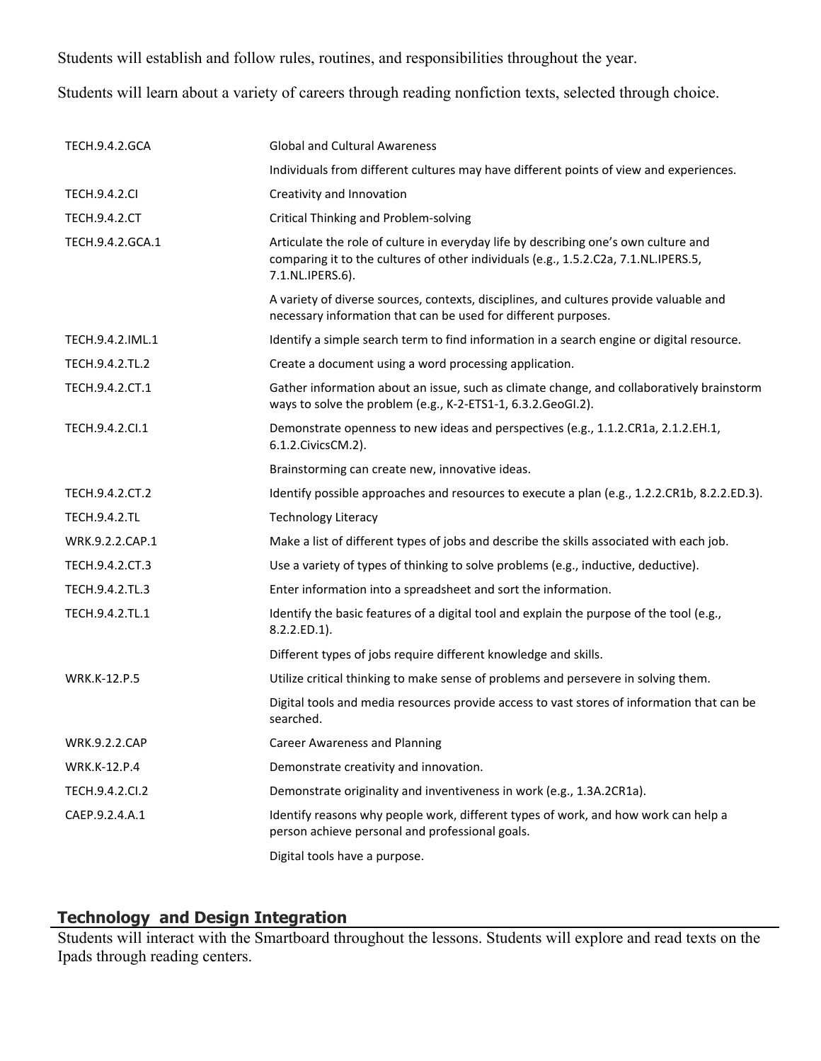Students will establish and follow rules, routines, and responsibilities throughout the year.

Students will learn about a variety of careers through reading nonfiction texts, selected through choice.

| | |
|---|---|
| TECH.9.4.2.GCA | Global and Cultural Awareness |
| | Individuals from different cultures may have different points of view and experiences. |
| TECH.9.4.2.CI | Creativity and Innovation |
| TECH.9.4.2.CT | Critical Thinking and Problem-solving |
| TECH.9.4.2.GCA.1 | Articulate the role of culture in everyday life by describing one's own culture and comparing it to the cultures of other individuals (e.g., 1.5.2.C2a, 7.1.NL.IPERS.5, 7.1.NL.IPERS.6). |
| | A variety of diverse sources, contexts, disciplines, and cultures provide valuable and necessary information that can be used for different purposes. |
| TECH.9.4.2.IML.1 | Identify a simple search term to find information in a search engine or digital resource. |
| TECH.9.4.2.TL.2 | Create a document using a word processing application. |
| TECH.9.4.2.CT.1 | Gather information about an issue, such as climate change, and collaboratively brainstorm ways to solve the problem (e.g., K-2-ETS1-1, 6.3.2.GeoGI.2). |
| TECH.9.4.2.CI.1 | Demonstrate openness to new ideas and perspectives (e.g., 1.1.2.CR1a, 2.1.2.EH.1, 6.1.2.CivicsCM.2). |
| | Brainstorming can create new, innovative ideas. |
| TECH.9.4.2.CT.2 | Identify possible approaches and resources to execute a plan (e.g., 1.2.2.CR1b, 8.2.2.ED.3). |
| TECH.9.4.2.TL | Technology Literacy |
| WRK.9.2.2.CAP.1 | Make a list of different types of jobs and describe the skills associated with each job. |
| TECH.9.4.2.CT.3 | Use a variety of types of thinking to solve problems (e.g., inductive, deductive). |
| TECH.9.4.2.TL.3 | Enter information into a spreadsheet and sort the information. |
| TECH.9.4.2.TL.1 | Identify the basic features of a digital tool and explain the purpose of the tool (e.g., 8.2.2.ED.1). |
| | Different types of jobs require different knowledge and skills. |
| WRK.K-12.P.5 | Utilize critical thinking to make sense of problems and persevere in solving them. |
| | Digital tools and media resources provide access to vast stores of information that can be searched. |
| WRK.9.2.2.CAP | Career Awareness and Planning |
| WRK.K-12.P.4 | Demonstrate creativity and innovation. |
| TECH.9.4.2.CI.2 | Demonstrate originality and inventiveness in work (e.g., 1.3A.2CR1a). |
| CAEP.9.2.4.A.1 | Identify reasons why people work, different types of work, and how work can help a person achieve personal and professional goals. |
| | Digital tools have a purpose. |

## Technology and Design Integration

Students will interact with the Smartboard throughout the lessons. Students will explore and read texts on the Ipads through reading centers.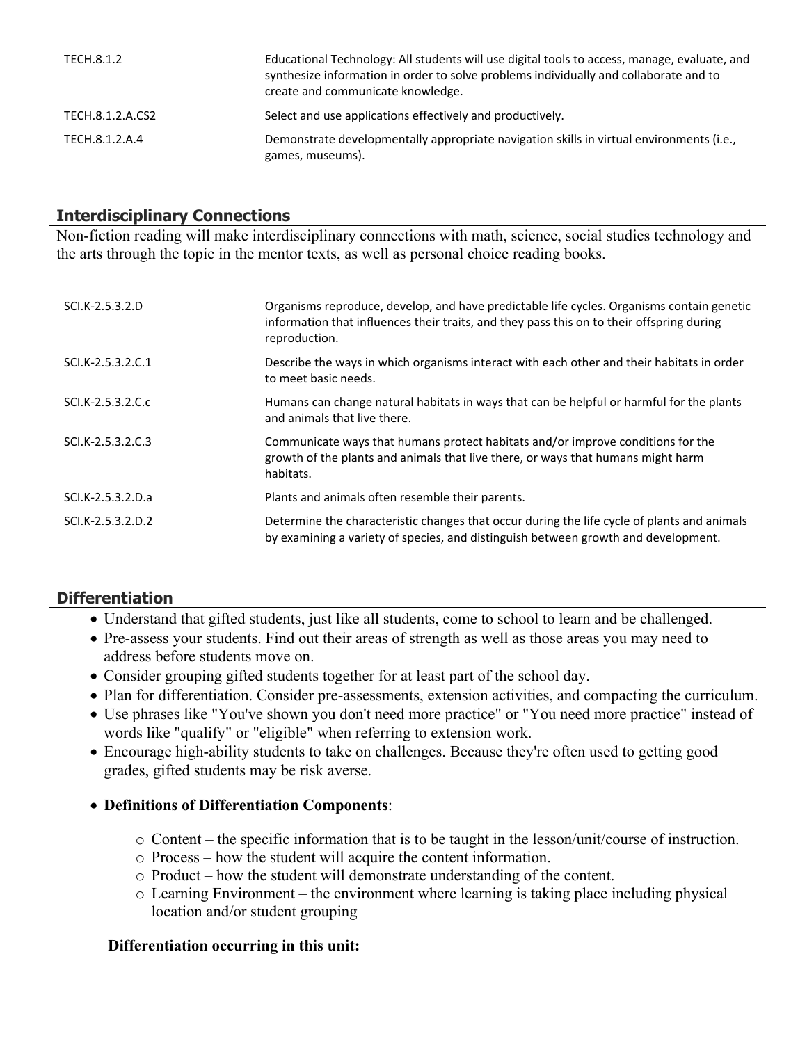| | |
|---|---|
| TECH.8.1.2 | Educational Technology: All students will use digital tools to access, manage, evaluate, and synthesize information in order to solve problems individually and collaborate and to create and communicate knowledge. |
| TECH.8.1.2.A.CS2 | Select and use applications effectively and productively. |
| TECH.8.1.2.A.4 | Demonstrate developmentally appropriate navigation skills in virtual environments (i.e., games, museums). |

## Interdisciplinary Connections

Non-fiction reading will make interdisciplinary connections with math, science, social studies technology and the arts through the topic in the mentor texts, as well as personal choice reading books.

| | |
|---|---|
| SCI.K-2.5.3.2.D | Organisms reproduce, develop, and have predictable life cycles. Organisms contain genetic information that influences their traits, and they pass this on to their offspring during reproduction. |
| SCI.K-2.5.3.2.C.1 | Describe the ways in which organisms interact with each other and their habitats in order to meet basic needs. |
| SCI.K-2.5.3.2.C.c | Humans can change natural habitats in ways that can be helpful or harmful for the plants and animals that live there. |
| SCI.K-2.5.3.2.C.3 | Communicate ways that humans protect habitats and/or improve conditions for the growth of the plants and animals that live there, or ways that humans might harm habitats. |
| SCI.K-2.5.3.2.D.a | Plants and animals often resemble their parents. |
| SCI.K-2.5.3.2.D.2 | Determine the characteristic changes that occur during the life cycle of plants and animals by examining a variety of species, and distinguish between growth and development. |

## Differentiation

- Understand that gifted students, just like all students, come to school to learn and be challenged.
- Pre-assess your students. Find out their areas of strength as well as those areas you may need to address before students move on.
- Consider grouping gifted students together for at least part of the school day.
- Plan for differentiation. Consider pre-assessments, extension activities, and compacting the curriculum.
- Use phrases like "You've shown you don't need more practice" or "You need more practice" instead of words like "qualify" or "eligible" when referring to extension work.
- Encourage high-ability students to take on challenges. Because they're often used to getting good grades, gifted students may be risk averse.
- **Definitions of Differentiation Components**:
  - Content – the specific information that is to be taught in the lesson/unit/course of instruction.
  - Process – how the student will acquire the content information.
  - Product – how the student will demonstrate understanding of the content.
  - Learning Environment – the environment where learning is taking place including physical location and/or student grouping

**Differentiation occurring in this unit:**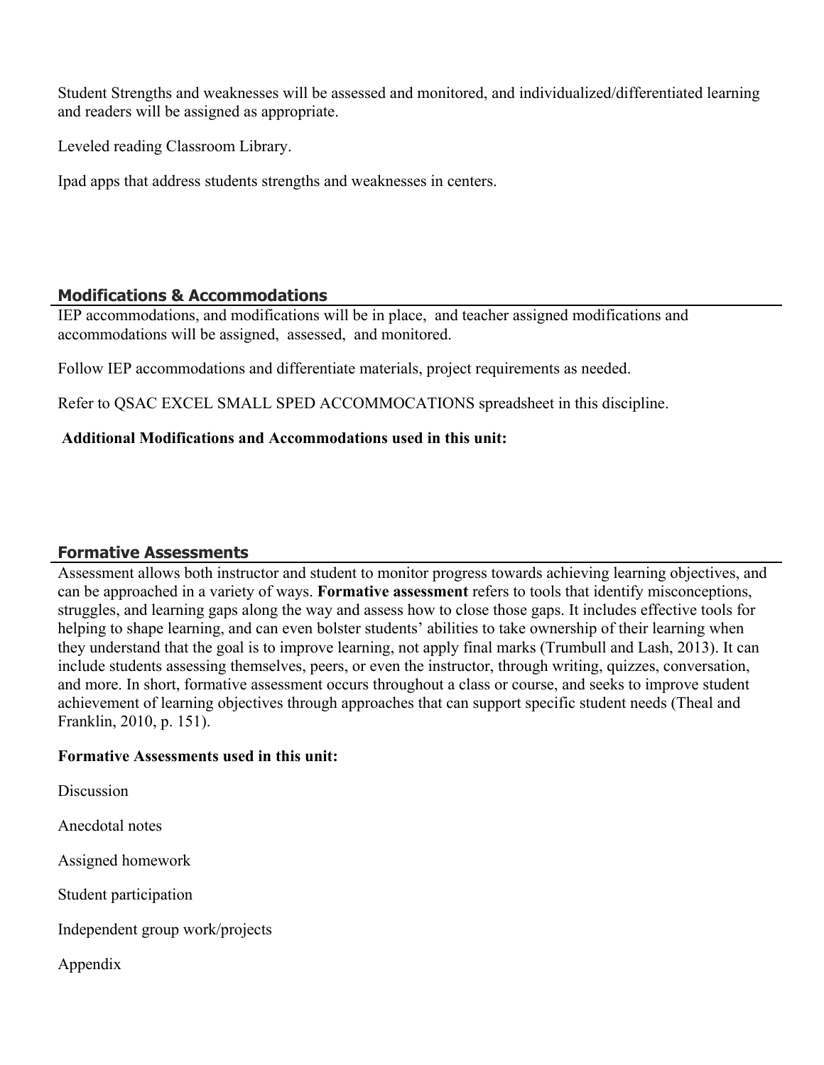Student Strengths and weaknesses will be assessed and monitored, and individualized/differentiated learning and readers will be assigned as appropriate.

Leveled reading Classroom Library.

Ipad apps that address students strengths and weaknesses in centers.

## Modifications & Accommodations

IEP accommodations, and modifications will be in place, and teacher assigned modifications and accommodations will be assigned, assessed, and monitored.

Follow IEP accommodations and differentiate materials, project requirements as needed.

Refer to QSAC EXCEL SMALL SPED ACCOMMOCATIONS spreadsheet in this discipline.

**Additional Modifications and Accommodations used in this unit:**

## Formative Assessments

Assessment allows both instructor and student to monitor progress towards achieving learning objectives, and can be approached in a variety of ways. **Formative assessment** refers to tools that identify misconceptions, struggles, and learning gaps along the way and assess how to close those gaps. It includes effective tools for helping to shape learning, and can even bolster students' abilities to take ownership of their learning when they understand that the goal is to improve learning, not apply final marks (Trumbull and Lash, 2013). It can include students assessing themselves, peers, or even the instructor, through writing, quizzes, conversation, and more. In short, formative assessment occurs throughout a class or course, and seeks to improve student achievement of learning objectives through approaches that can support specific student needs (Theal and Franklin, 2010, p. 151).

**Formative Assessments used in this unit:**

Discussion

Anecdotal notes

Assigned homework

Student participation

Independent group work/projects

Appendix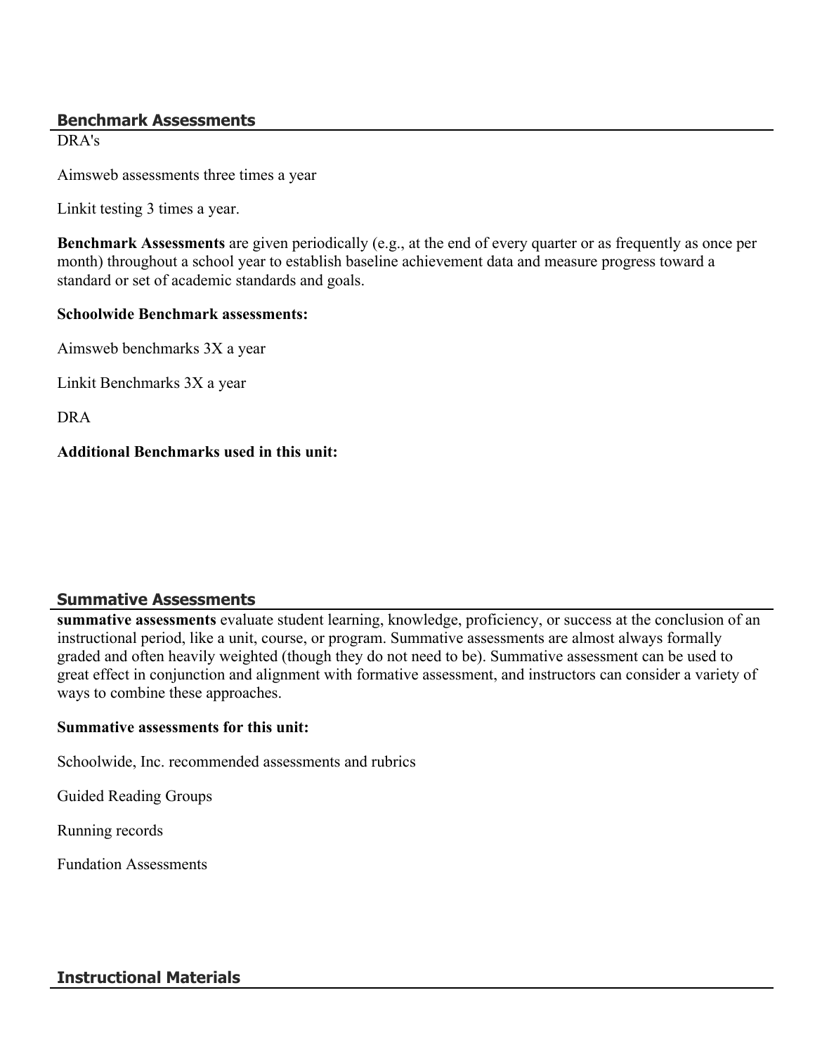## Benchmark Assessments

DRA's

Aimsweb assessments three times a year

Linkit testing 3 times a year.

**Benchmark Assessments** are given periodically (e.g., at the end of every quarter or as frequently as once per month) throughout a school year to establish baseline achievement data and measure progress toward a standard or set of academic standards and goals.

**Schoolwide Benchmark assessments:**

Aimsweb benchmarks 3X a year

Linkit Benchmarks 3X a year

DRA

**Additional Benchmarks used in this unit:**

## Summative Assessments

**summative assessments** evaluate student learning, knowledge, proficiency, or success at the conclusion of an instructional period, like a unit, course, or program. Summative assessments are almost always formally graded and often heavily weighted (though they do not need to be). Summative assessment can be used to great effect in conjunction and alignment with formative assessment, and instructors can consider a variety of ways to combine these approaches.

**Summative assessments for this unit:**

Schoolwide, Inc. recommended assessments and rubrics

Guided Reading Groups

Running records

Fundation Assessments

## Instructional Materials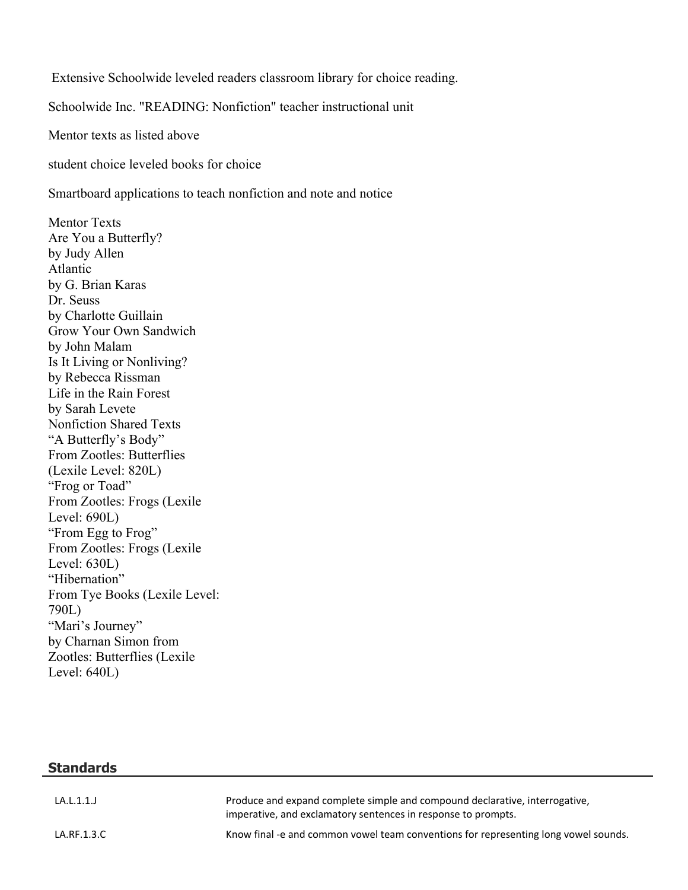Extensive Schoolwide leveled readers classroom library for choice reading.

Schoolwide Inc. "READING: Nonfiction" teacher instructional unit

Mentor texts as listed above

student choice leveled books for choice

Smartboard applications to teach nonfiction and note and notice

Mentor Texts
Are You a Butterfly?
by Judy Allen
Atlantic
by G. Brian Karas
Dr. Seuss
by Charlotte Guillain
Grow Your Own Sandwich
by John Malam
Is It Living or Nonliving?
by Rebecca Rissman
Life in the Rain Forest
by Sarah Levete
Nonfiction Shared Texts
"A Butterfly's Body"
From Zootles: Butterflies
(Lexile Level: 820L)
"Frog or Toad"
From Zootles: Frogs (Lexile
Level: 690L)
"From Egg to Frog"
From Zootles: Frogs (Lexile
Level: 630L)
"Hibernation"
From Tye Books (Lexile Level:
790L)
"Mari's Journey"
by Charnan Simon from
Zootles: Butterflies (Lexile
Level: 640L)

## Standards

| | |
|---|---|
| LA.L.1.1.J | Produce and expand complete simple and compound declarative, interrogative, imperative, and exclamatory sentences in response to prompts. |
| LA.RF.1.3.C | Know final -e and common vowel team conventions for representing long vowel sounds. |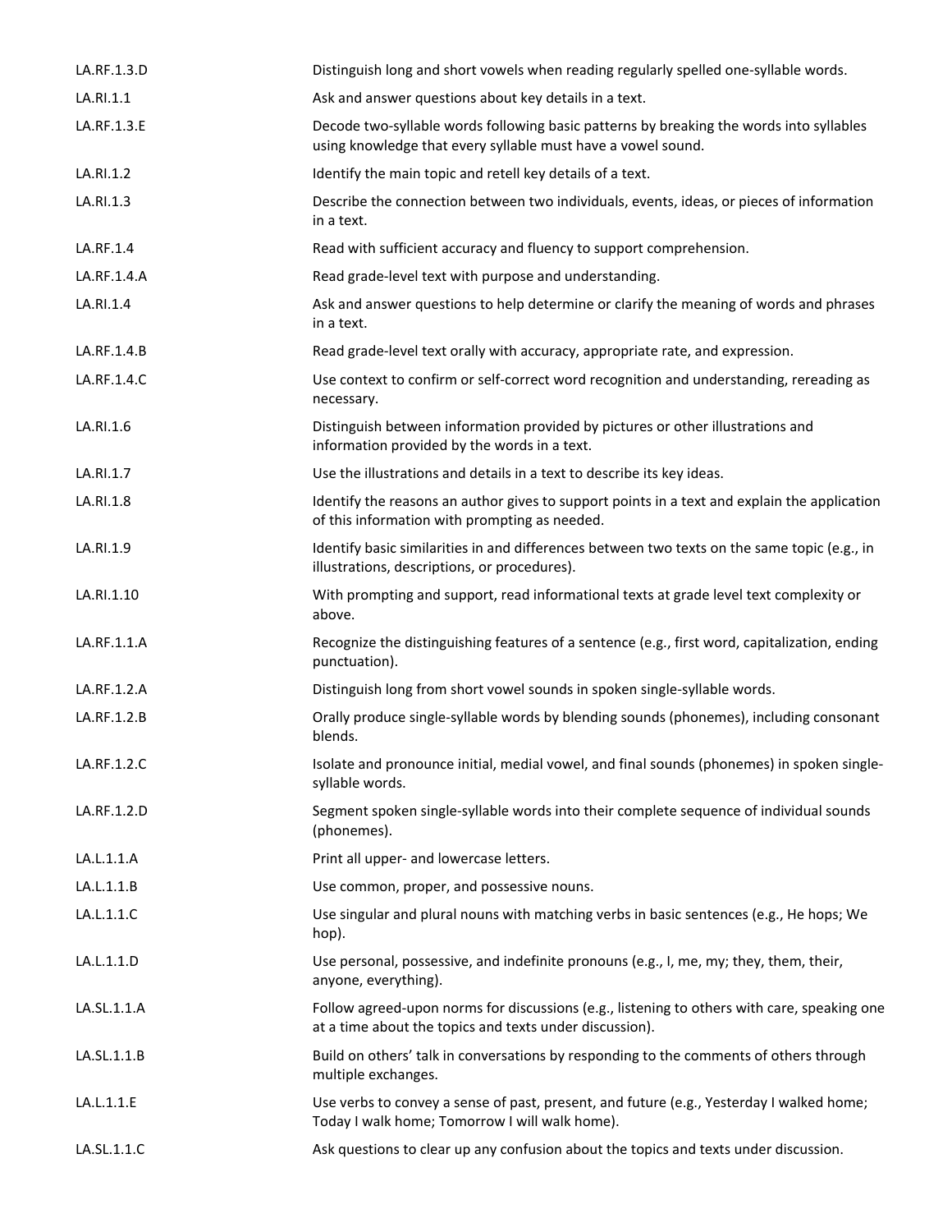| | |
|---|---|
| LA.RF.1.3.D | Distinguish long and short vowels when reading regularly spelled one-syllable words. |
| LA.RI.1.1 | Ask and answer questions about key details in a text. |
| LA.RF.1.3.E | Decode two-syllable words following basic patterns by breaking the words into syllables using knowledge that every syllable must have a vowel sound. |
| LA.RI.1.2 | Identify the main topic and retell key details of a text. |
| LA.RI.1.3 | Describe the connection between two individuals, events, ideas, or pieces of information in a text. |
| LA.RF.1.4 | Read with sufficient accuracy and fluency to support comprehension. |
| LA.RF.1.4.A | Read grade-level text with purpose and understanding. |
| LA.RI.1.4 | Ask and answer questions to help determine or clarify the meaning of words and phrases in a text. |
| LA.RF.1.4.B | Read grade-level text orally with accuracy, appropriate rate, and expression. |
| LA.RF.1.4.C | Use context to confirm or self-correct word recognition and understanding, rereading as necessary. |
| LA.RI.1.6 | Distinguish between information provided by pictures or other illustrations and information provided by the words in a text. |
| LA.RI.1.7 | Use the illustrations and details in a text to describe its key ideas. |
| LA.RI.1.8 | Identify the reasons an author gives to support points in a text and explain the application of this information with prompting as needed. |
| LA.RI.1.9 | Identify basic similarities in and differences between two texts on the same topic (e.g., in illustrations, descriptions, or procedures). |
| LA.RI.1.10 | With prompting and support, read informational texts at grade level text complexity or above. |
| LA.RF.1.1.A | Recognize the distinguishing features of a sentence (e.g., first word, capitalization, ending punctuation). |
| LA.RF.1.2.A | Distinguish long from short vowel sounds in spoken single-syllable words. |
| LA.RF.1.2.B | Orally produce single-syllable words by blending sounds (phonemes), including consonant blends. |
| LA.RF.1.2.C | Isolate and pronounce initial, medial vowel, and final sounds (phonemes) in spoken single-syllable words. |
| LA.RF.1.2.D | Segment spoken single-syllable words into their complete sequence of individual sounds (phonemes). |
| LA.L.1.1.A | Print all upper- and lowercase letters. |
| LA.L.1.1.B | Use common, proper, and possessive nouns. |
| LA.L.1.1.C | Use singular and plural nouns with matching verbs in basic sentences (e.g., He hops; We hop). |
| LA.L.1.1.D | Use personal, possessive, and indefinite pronouns (e.g., I, me, my; they, them, their, anyone, everything). |
| LA.SL.1.1.A | Follow agreed-upon norms for discussions (e.g., listening to others with care, speaking one at a time about the topics and texts under discussion). |
| LA.SL.1.1.B | Build on others' talk in conversations by responding to the comments of others through multiple exchanges. |
| LA.L.1.1.E | Use verbs to convey a sense of past, present, and future (e.g., Yesterday I walked home; Today I walk home; Tomorrow I will walk home). |
| LA.SL.1.1.C | Ask questions to clear up any confusion about the topics and texts under discussion. |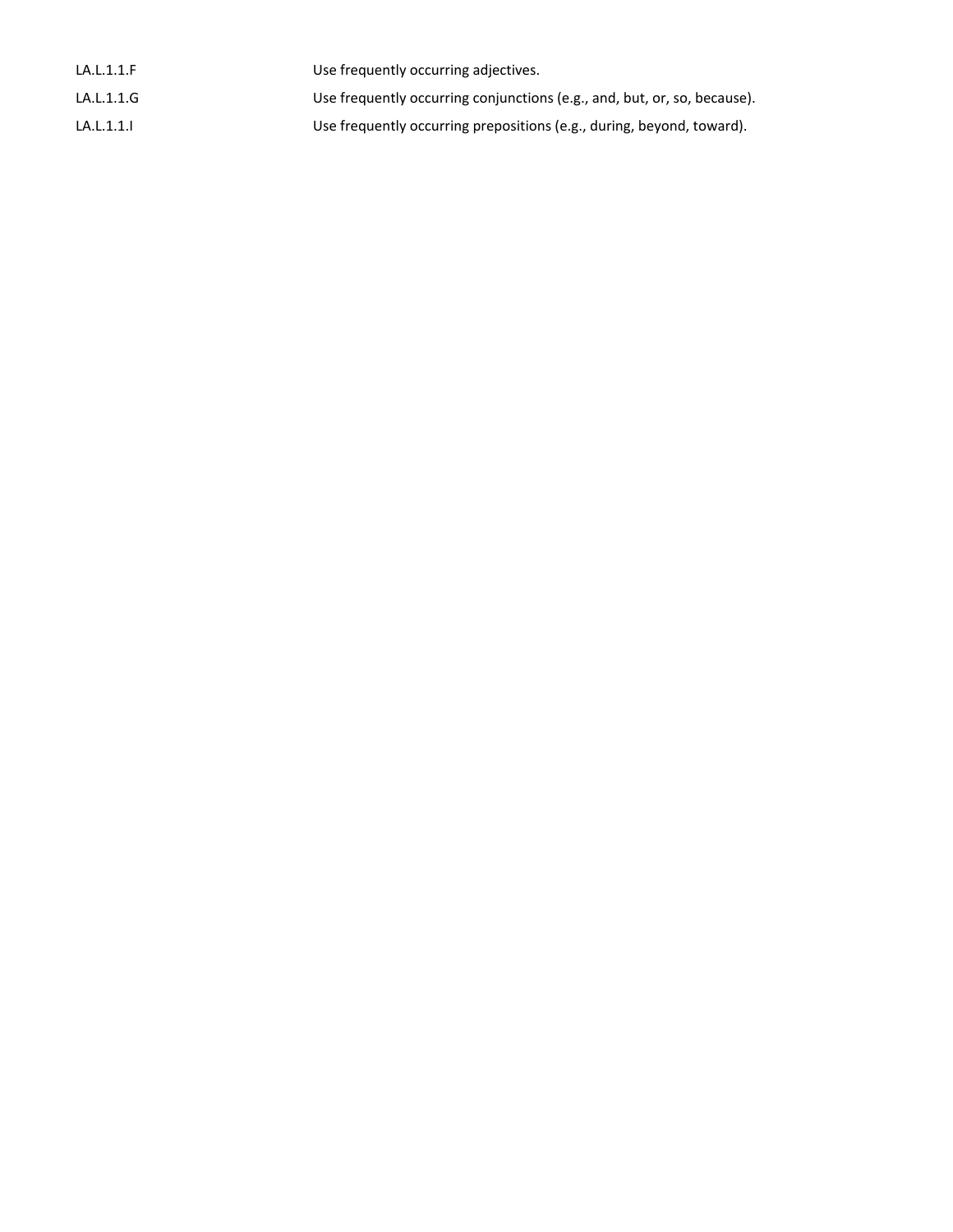| | |
|---|---|
| LA.L.1.1.F | Use frequently occurring adjectives. |
| LA.L.1.1.G | Use frequently occurring conjunctions (e.g., and, but, or, so, because). |
| LA.L.1.1.I | Use frequently occurring prepositions (e.g., during, beyond, toward). |